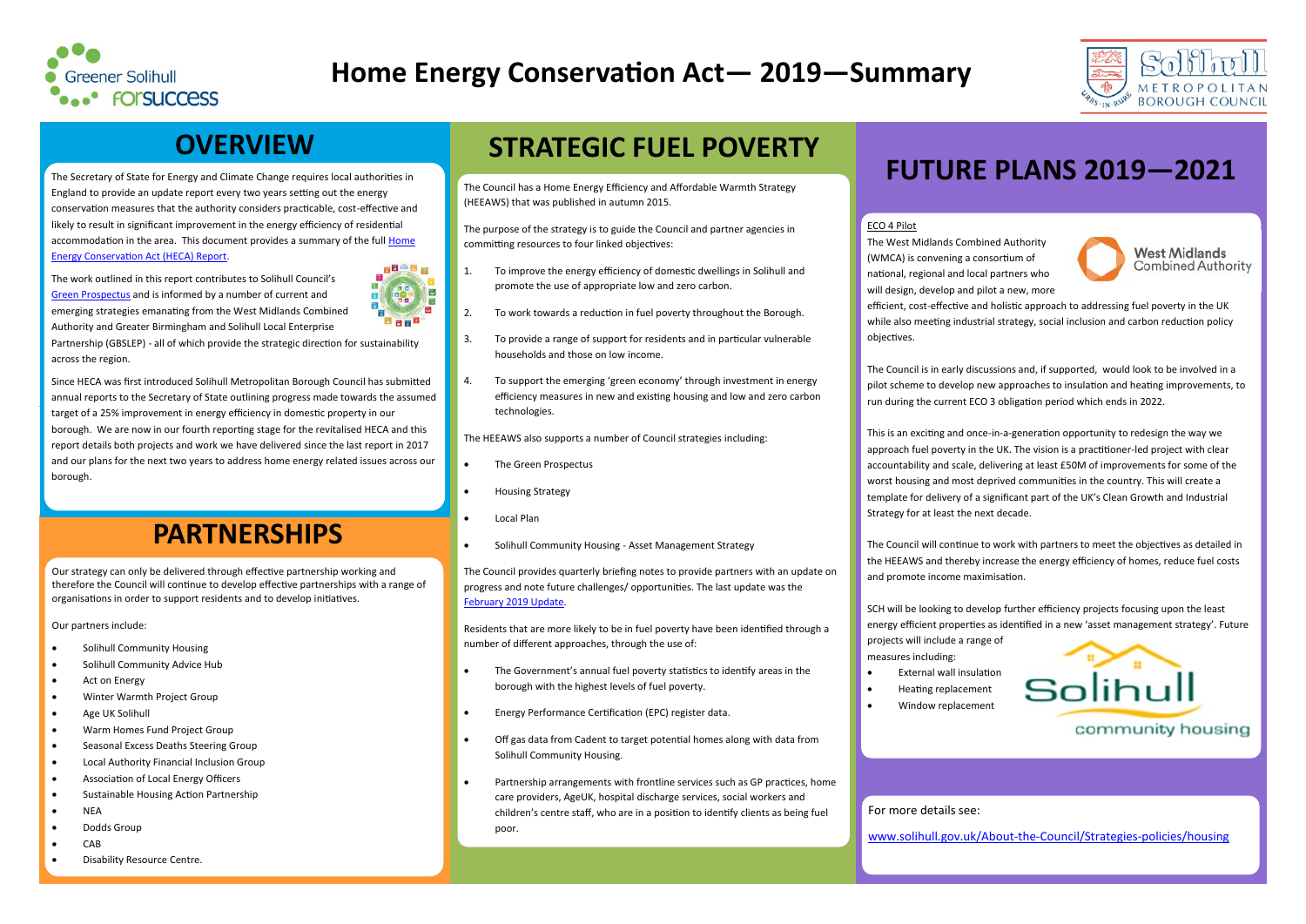# Home Energy Conservation Act— 2019—Summary

## OVERVIEW

The Secretary of State for Energy and Climate Change requires local authorities in England to provide an update report every two years setting out the energy conservation measures that the authority considers practicable, cost-effective and likely to result in significant improvement in the energy efficiency of residential accommodation in the area. This document provides a summary of the full Home Energy Conservation Act (HECA) Report.

The work outlined in this report contributes to Solihull Council's Green Prospectus and is informed by a number of current and emerging strategies emanating from the West Midlands Combined Authority and Greater Birmingham and Solihull Local Enterprise Partnership (GBSLEP) - all of which provide the strategic direction for sustainability across the region.

Since HECA was first introduced Solihull Metropolitan Borough Council has submitted annual reports to the Secretary of State outlining progress made towards the assumed target of a 25% improvement in energy efficiency in domestic property in our borough. We are now in our fourth reporting stage for the revitalised HECA and this report details both projects and work we have delivered since the last report in 2017 and our plans for the next two years to address home energy related issues across our borough.

## PARTNERSHIPS

Our strategy can only be delivered through effective partnership working and therefore the Council will continue to develop effective partnerships with a range of organisations in order to support residents and to develop initiatives.

Our partners include:

- Solihull Community Housing
- Solihull Community Advice Hub
- Act on Energy
- Winter Warmth Project Group
- Age UK Solihull
- Warm Homes Fund Project Group
- Seasonal Excess Deaths Steering Group
- Local Authority Financial Inclusion Group
- Association of Local Energy Officers
- Sustainable Housing Action Partnership
- NEA
- Dodds Group
- CAB
- Disability Resource Centre.

## STRATEGIC FUEL POVERTY

The Council has a Home Energy Efficiency and Affordable Warmth Strategy (HEEAWS) that was published in autumn 2015.

The purpose of the strategy is to guide the Council and partner agencies in committing resources to four linked objectives:

1. To improve the energy efficiency of domestic dwellings in Solihull and promote the use of appropriate low and zero carbon.
2. To work towards a reduction in fuel poverty throughout the Borough.
3. To provide a range of support for residents and in particular vulnerable households and those on low income.
4. To support the emerging 'green economy' through investment in energy efficiency measures in new and existing housing and low and zero carbon technologies.

The HEEAWS also supports a number of Council strategies including:

- The Green Prospectus
- Housing Strategy
- Local Plan
- Solihull Community Housing - Asset Management Strategy

The Council provides quarterly briefing notes to provide partners with an update on progress and note future challenges/ opportunities. The last update was the February 2019 Update.

Residents that are more likely to be in fuel poverty have been identified through a number of different approaches, through the use of:

- The Government's annual fuel poverty statistics to identify areas in the borough with the highest levels of fuel poverty.
- Energy Performance Certification (EPC) register data.
- Off gas data from Cadent to target potential homes along with data from Solihull Community Housing.
- Partnership arrangements with frontline services such as GP practices, home care providers, AgeUK, hospital discharge services, social workers and children's centre staff, who are in a position to identify clients as being fuel poor.

## FUTURE PLANS 2019—2021

ECO 4 Pilot

The West Midlands Combined Authority (WMCA) is convening a consortium of national, regional and local partners who will design, develop and pilot a new, more efficient, cost-effective and holistic approach to addressing fuel poverty in the UK while also meeting industrial strategy, social inclusion and carbon reduction policy objectives.

The Council is in early discussions and, if supported, would look to be involved in a pilot scheme to develop new approaches to insulation and heating improvements, to run during the current ECO 3 obligation period which ends in 2022.

This is an exciting and once-in-a-generation opportunity to redesign the way we approach fuel poverty in the UK. The vision is a practitioner-led project with clear accountability and scale, delivering at least £50M of improvements for some of the worst housing and most deprived communities in the country. This will create a template for delivery of a significant part of the UK's Clean Growth and Industrial Strategy for at least the next decade.

The Council will continue to work with partners to meet the objectives as detailed in the HEEAWS and thereby increase the energy efficiency of homes, reduce fuel costs and promote income maximisation.

SCH will be looking to develop further efficiency projects focusing upon the least energy efficient properties as identified in a new 'asset management strategy'. Future projects will include a range of measures including:

- External wall insulation
- Heating replacement
- Window replacement

For more details see:

www.solihull.gov.uk/About-the-Council/Strategies-policies/housing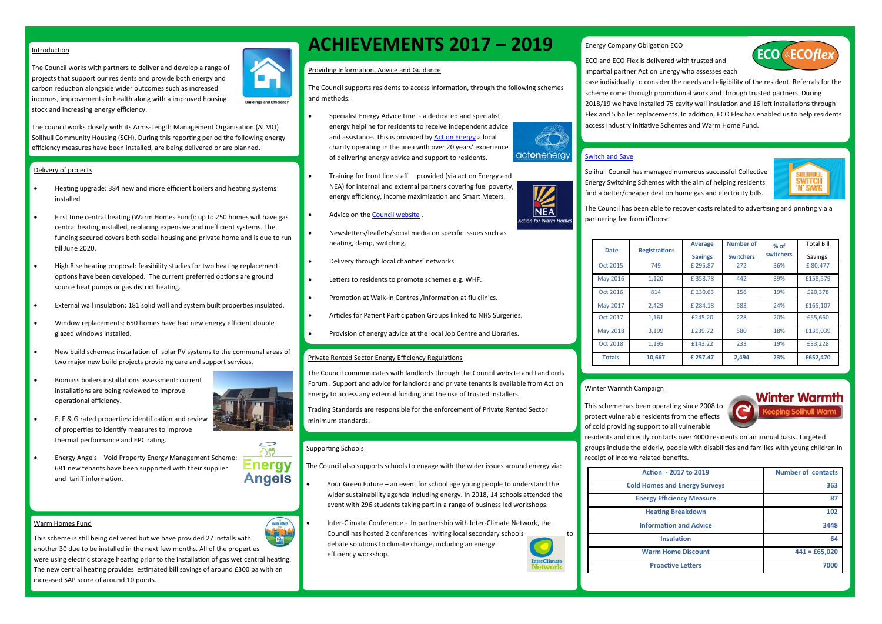# ACHIEVEMENTS 2017 – 2019

## Introduction

The Council works with partners to deliver and develop a range of projects that support our residents and provide both energy and carbon reduction alongside wider outcomes such as increased incomes, improvements in health along with a improved housing stock and increasing energy efficiency.

Buildings and Efficiency

The council works closely with its Arms-Length Management Organisation (ALMO) Solihull Community Housing (SCH). During this reporting period the following energy efficiency measures have been installed, are being delivered or are planned.

## Delivery of projects

- Heating upgrade: 384 new and more efficient boilers and heating systems installed
- First time central heating (Warm Homes Fund): up to 250 homes will have gas central heating installed, replacing expensive and inefficient systems. The funding secured covers both social housing and private home and is due to run till June 2020.
- High Rise heating proposal: feasibility studies for two heating replacement options have been developed. The current preferred options are ground source heat pumps or gas district heating.
- External wall insulation: 181 solid wall and system built properties insulated.
- Window replacements: 650 homes have had new energy efficient double glazed windows installed.
- New build schemes: installation of solar PV systems to the communal areas of two major new build projects providing care and support services.
- Biomass boilers installations assessment: current installations are being reviewed to improve operational efficiency.
- E, F & G rated properties: identification and review of properties to identify measures to improve thermal performance and EPC rating.
- Energy Angels—Void Property Energy Management Scheme: 681 new tenants have been supported with their supplier and tariff information.

## Warm Homes Fund

This scheme is still being delivered but we have provided 27 installs with another 30 due to be installed in the next few months. All of the properties were using electric storage heating prior to the installation of gas wet central heating. The new central heating provides estimated bill savings of around £300 pa with an increased SAP score of around 10 points.

## Providing Information, Advice and Guidance

The Council supports residents to access information, through the following schemes and methods:

- Specialist Energy Advice Line - a dedicated and specialist energy helpline for residents to receive independent advice and assistance. This is provided by Act on Energy a local charity operating in the area with over 20 years' experience of delivering energy advice and support to residents.
- Training for front line staff— provided (via act on Energy and NEA) for internal and external partners covering fuel poverty, energy efficiency, income maximization and Smart Meters.
- Advice on the Council website .
- Newsletters/leaflets/social media on specific issues such as heating, damp, switching.
- Delivery through local charities' networks.
- Letters to residents to promote schemes e.g. WHF.
- Promotion at Walk-in Centres /information at flu clinics.
- Articles for Patient Participation Groups linked to NHS Surgeries.
- Provision of energy advice at the local Job Centre and Libraries.

## Private Rented Sector Energy Efficiency Regulations

The Council communicates with landlords through the Council website and Landlords Forum . Support and advice for landlords and private tenants is available from Act on Energy to access any external funding and the use of trusted installers.

Trading Standards are responsible for the enforcement of Private Rented Sector minimum standards.

## Supporting Schools

The Council also supports schools to engage with the wider issues around energy via:

- Your Green Future – an event for school age young people to understand the wider sustainability agenda including energy. In 2018, 14 schools attended the event with 296 students taking part in a range of business led workshops.
- Inter-Climate Conference - In partnership with Inter-Climate Network, the Council has hosted 2 conferences inviting local secondary schools to debate solutions to climate change, including an energy efficiency workshop.

## Energy Company Obligation ECO

ECO and ECO Flex is delivered with trusted and impartial partner Act on Energy who assesses each case individually to consider the needs and eligibility of the resident. Referrals for the scheme come through promotional work and through trusted partners. During 2018/19 we have installed 75 cavity wall insulation and 16 loft installations through Flex and 5 boiler replacements. In addition, ECO Flex has enabled us to help residents access Industry Initiative Schemes and Warm Home Fund.

## Switch and Save

Solihull Council has managed numerous successful Collective Energy Switching Schemes with the aim of helping residents find a better/cheaper deal on home gas and electricity bills.

The Council has been able to recover costs related to advertising and printing via a partnering fee from iChoosr .

| Date | Registrations | Average Savings | Number of Switchers | % of switchers | Total Bill Savings |
|---|---|---|---|---|---|
| Oct 2015 | 749 | £ 295.87 | 272 | 36% | £ 80,477 |
| May 2016 | 1,120 | £ 358.78 | 442 | 39% | £158,579 |
| Oct 2016 | 814 | £ 130.63 | 156 | 19% | £20,378 |
| May 2017 | 2,429 | £ 284.18 | 583 | 24% | £165,107 |
| Oct 2017 | 1,161 | £245.20 | 228 | 20% | £55,660 |
| May 2018 | 3,199 | £239.72 | 580 | 18% | £139,039 |
| Oct 2018 | 1,195 | £143.22 | 233 | 19% | £33,228 |
| **Totals** | **10,667** | **£ 257.47** | **2,494** | **23%** | **£652,470** |

## Winter Warmth Campaign

This scheme has been operating since 2008 to protect vulnerable residents from the effects of cold providing support to all vulnerable residents and directly contacts over 4000 residents on an annual basis. Targeted groups include the elderly, people with disabilities and families with young children in receipt of income related benefits.

| Action - 2017 to 2019 | Number of contacts |
|---|---|
| Cold Homes and Energy Surveys | 363 |
| Energy Efficiency Measure | 87 |
| Heating Breakdown | 102 |
| Information and Advice | 3448 |
| Insulation | 64 |
| Warm Home Discount | 441 = £65,020 |
| Proactive Letters | 7000 |